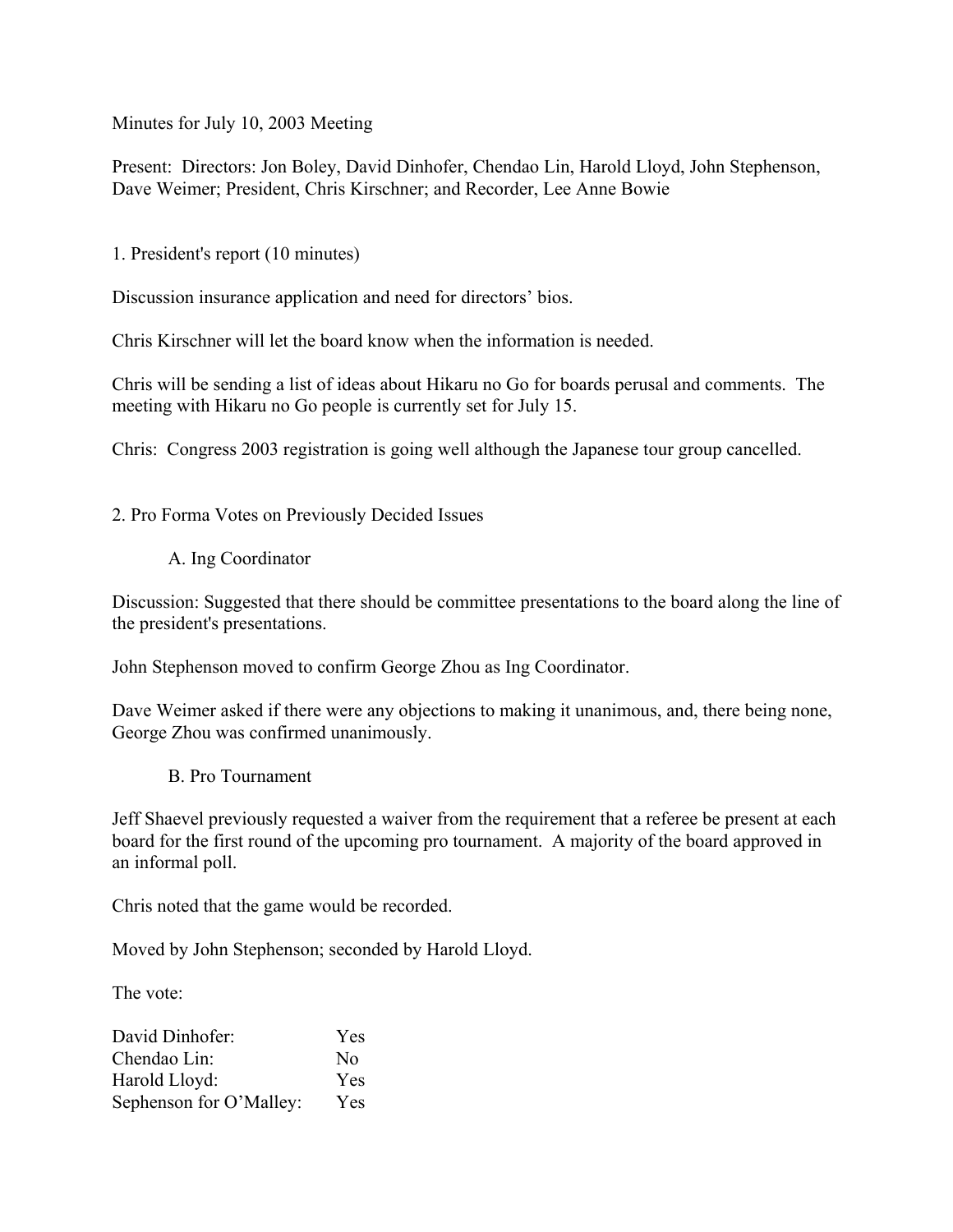Minutes for July 10, 2003 Meeting

Present: Directors: Jon Boley, David Dinhofer, Chendao Lin, Harold Lloyd, John Stephenson, Dave Weimer; President, Chris Kirschner; and Recorder, Lee Anne Bowie

1. President's report (10 minutes)

Discussion insurance application and need for directors' bios.

Chris Kirschner will let the board know when the information is needed.

Chris will be sending a list of ideas about Hikaru no Go for boards perusal and comments. The meeting with Hikaru no Go people is currently set for July 15.

Chris: Congress 2003 registration is going well although the Japanese tour group cancelled.

2. Pro Forma Votes on Previously Decided Issues

A. Ing Coordinator

Discussion: Suggested that there should be committee presentations to the board along the line of the president's presentations.

John Stephenson moved to confirm George Zhou as Ing Coordinator.

Dave Weimer asked if there were any objections to making it unanimous, and, there being none, George Zhou was confirmed unanimously.

B. Pro Tournament

Jeff Shaevel previously requested a waiver from the requirement that a referee be present at each board for the first round of the upcoming pro tournament. A majority of the board approved in an informal poll.

Chris noted that the game would be recorded.

Moved by John Stephenson; seconded by Harold Lloyd.

The vote:

| | |
|---|---|
| David Dinhofer: | Yes |
| Chendao Lin: | No |
| Harold Lloyd: | Yes |
| Sephenson for O'Malley: | Yes |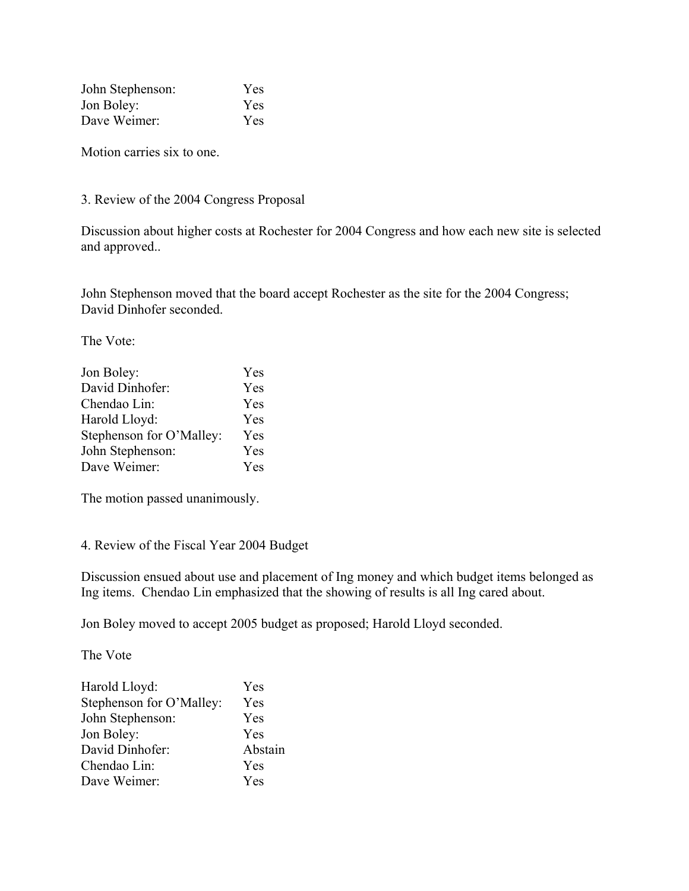| | |
|---|---|
| John Stephenson: | Yes |
| Jon Boley: | Yes |
| Dave Weimer: | Yes |

Motion carries six to one.

3. Review of the 2004 Congress Proposal

Discussion about higher costs at Rochester for 2004 Congress and how each new site is selected and approved..

John Stephenson moved that the board accept Rochester as the site for the 2004 Congress; David Dinhofer seconded.

The Vote:

| | |
|---|---|
| Jon Boley: | Yes |
| David Dinhofer: | Yes |
| Chendao Lin: | Yes |
| Harold Lloyd: | Yes |
| Stephenson for O'Malley: | Yes |
| John Stephenson: | Yes |
| Dave Weimer: | Yes |

The motion passed unanimously.

4. Review of the Fiscal Year 2004 Budget

Discussion ensued about use and placement of Ing money and which budget items belonged as Ing items. Chendao Lin emphasized that the showing of results is all Ing cared about.

Jon Boley moved to accept 2005 budget as proposed; Harold Lloyd seconded.

The Vote

| | |
|---|---|
| Harold Lloyd: | Yes |
| Stephenson for O'Malley: | Yes |
| John Stephenson: | Yes |
| Jon Boley: | Yes |
| David Dinhofer: | Abstain |
| Chendao Lin: | Yes |
| Dave Weimer: | Yes |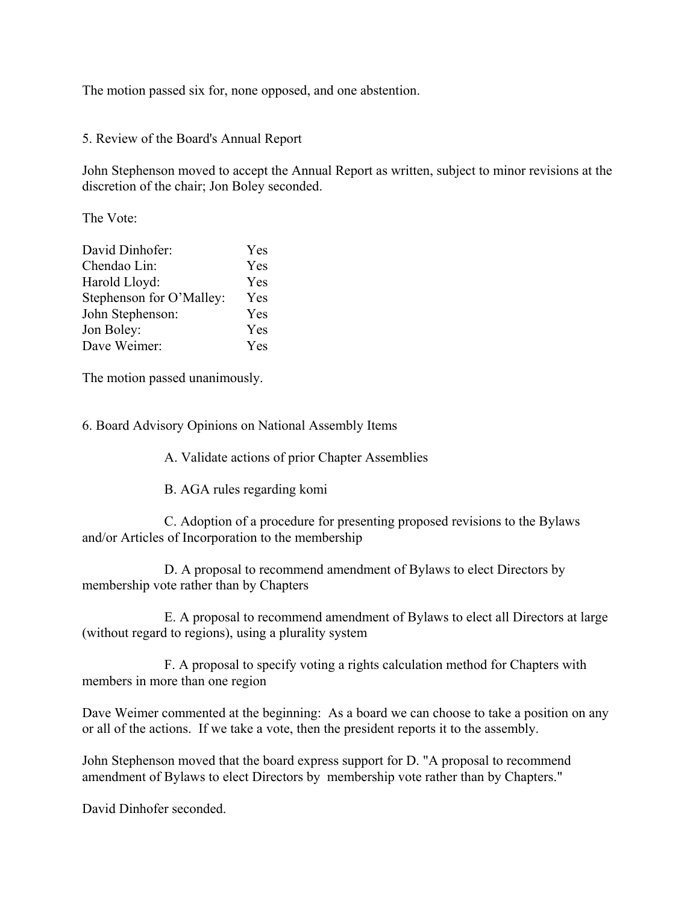The motion passed six for, none opposed, and one abstention.

5. Review of the Board's Annual Report

John Stephenson moved to accept the Annual Report as written, subject to minor revisions at the discretion of the chair; Jon Boley seconded.

The Vote:

| | |
|---|---|
| David Dinhofer: | Yes |
| Chendao Lin: | Yes |
| Harold Lloyd: | Yes |
| Stephenson for O'Malley: | Yes |
| John Stephenson: | Yes |
| Jon Boley: | Yes |
| Dave Weimer: | Yes |

The motion passed unanimously.

6. Board Advisory Opinions on National Assembly Items

A. Validate actions of prior Chapter Assemblies

B. AGA rules regarding komi

C. Adoption of a procedure for presenting proposed revisions to the Bylaws and/or Articles of Incorporation to the membership

D. A proposal to recommend amendment of Bylaws to elect Directors by membership vote rather than by Chapters

E. A proposal to recommend amendment of Bylaws to elect all Directors at large (without regard to regions), using a plurality system

F. A proposal to specify voting a rights calculation method for Chapters with members in more than one region

Dave Weimer commented at the beginning: As a board we can choose to take a position on any or all of the actions. If we take a vote, then the president reports it to the assembly.

John Stephenson moved that the board express support for D. "A proposal to recommend amendment of Bylaws to elect Directors by membership vote rather than by Chapters."

David Dinhofer seconded.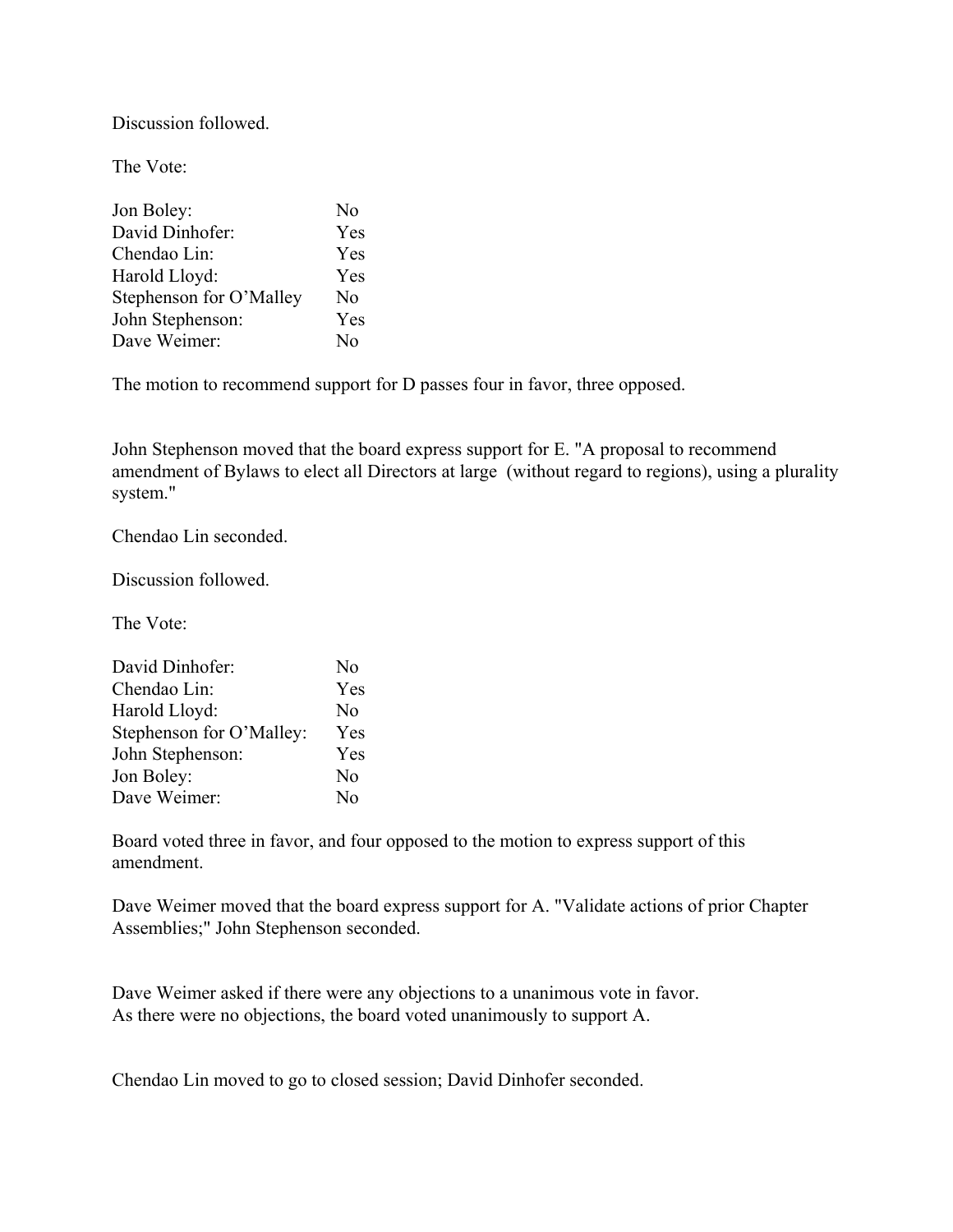Discussion followed.

The Vote:

| | |
|---|---|
| Jon Boley: | No |
| David Dinhofer: | Yes |
| Chendao Lin: | Yes |
| Harold Lloyd: | Yes |
| Stephenson for O'Malley | No |
| John Stephenson: | Yes |
| Dave Weimer: | No |

The motion to recommend support for D passes four in favor, three opposed.

John Stephenson moved that the board express support for E. "A proposal to recommend amendment of Bylaws to elect all Directors at large (without regard to regions), using a plurality system."

Chendao Lin seconded.

Discussion followed.

The Vote:

| | |
|---|---|
| David Dinhofer: | No |
| Chendao Lin: | Yes |
| Harold Lloyd: | No |
| Stephenson for O'Malley: | Yes |
| John Stephenson: | Yes |
| Jon Boley: | No |
| Dave Weimer: | No |

Board voted three in favor, and four opposed to the motion to express support of this amendment.

Dave Weimer moved that the board express support for A. "Validate actions of prior Chapter Assemblies;" John Stephenson seconded.

Dave Weimer asked if there were any objections to a unanimous vote in favor.
As there were no objections, the board voted unanimously to support A.

Chendao Lin moved to go to closed session; David Dinhofer seconded.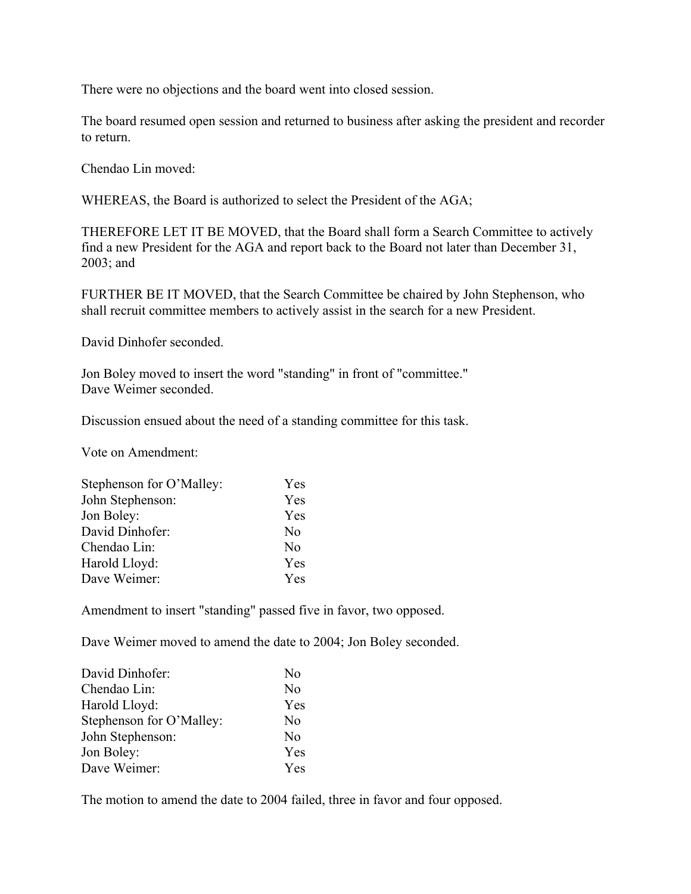There were no objections and the board went into closed session.

The board resumed open session and returned to business after asking the president and recorder to return.

Chendao Lin moved:

WHEREAS, the Board is authorized to select the President of the AGA;

THEREFORE LET IT BE MOVED, that the Board shall form a Search Committee to actively find a new President for the AGA and report back to the Board not later than December 31, 2003; and

FURTHER BE IT MOVED, that the Search Committee be chaired by John Stephenson, who shall recruit committee members to actively assist in the search for a new President.

David Dinhofer seconded.

Jon Boley moved to insert the word "standing" in front of "committee."
Dave Weimer seconded.

Discussion ensued about the need of a standing committee for this task.

Vote on Amendment:

| | |
|---|---|
| Stephenson for O'Malley: | Yes |
| John Stephenson: | Yes |
| Jon Boley: | Yes |
| David Dinhofer: | No |
| Chendao Lin: | No |
| Harold Lloyd: | Yes |
| Dave Weimer: | Yes |

Amendment to insert "standing" passed five in favor, two opposed.

Dave Weimer moved to amend the date to 2004; Jon Boley seconded.

| | |
|---|---|
| David Dinhofer: | No |
| Chendao Lin: | No |
| Harold Lloyd: | Yes |
| Stephenson for O'Malley: | No |
| John Stephenson: | No |
| Jon Boley: | Yes |
| Dave Weimer: | Yes |

The motion to amend the date to 2004 failed, three in favor and four opposed.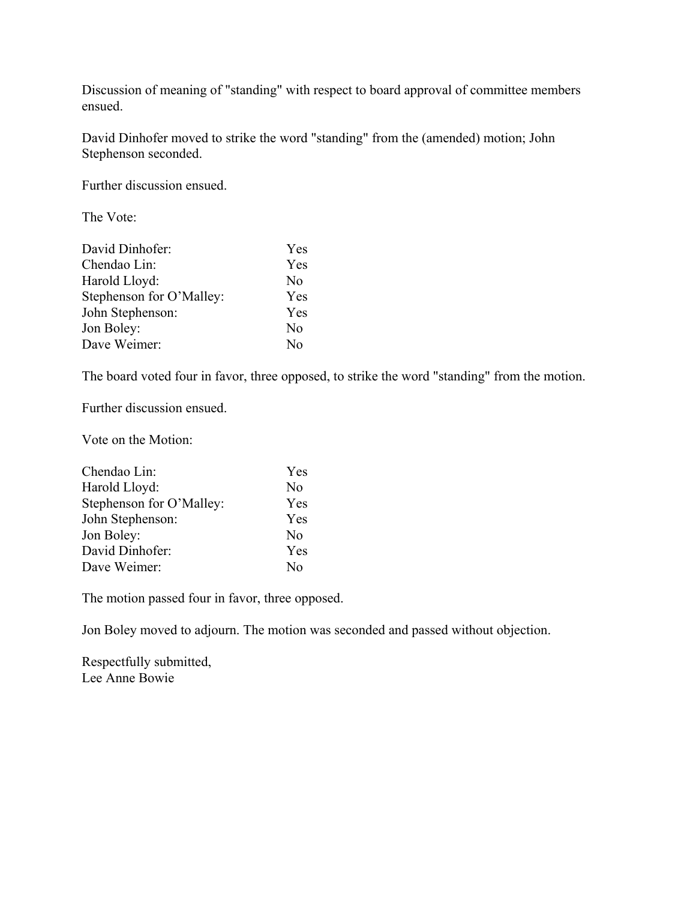Discussion of meaning of "standing" with respect to board approval of committee members ensued.

David Dinhofer moved to strike the word "standing" from the (amended) motion; John Stephenson seconded.

Further discussion ensued.

The Vote:

| | |
|---|---|
| David Dinhofer: | Yes |
| Chendao Lin: | Yes |
| Harold Lloyd: | No |
| Stephenson for O'Malley: | Yes |
| John Stephenson: | Yes |
| Jon Boley: | No |
| Dave Weimer: | No |

The board voted four in favor, three opposed, to strike the word "standing" from the motion.

Further discussion ensued.

Vote on the Motion:

| | |
|---|---|
| Chendao Lin: | Yes |
| Harold Lloyd: | No |
| Stephenson for O'Malley: | Yes |
| John Stephenson: | Yes |
| Jon Boley: | No |
| David Dinhofer: | Yes |
| Dave Weimer: | No |

The motion passed four in favor, three opposed.

Jon Boley moved to adjourn. The motion was seconded and passed without objection.

Respectfully submitted,
Lee Anne Bowie